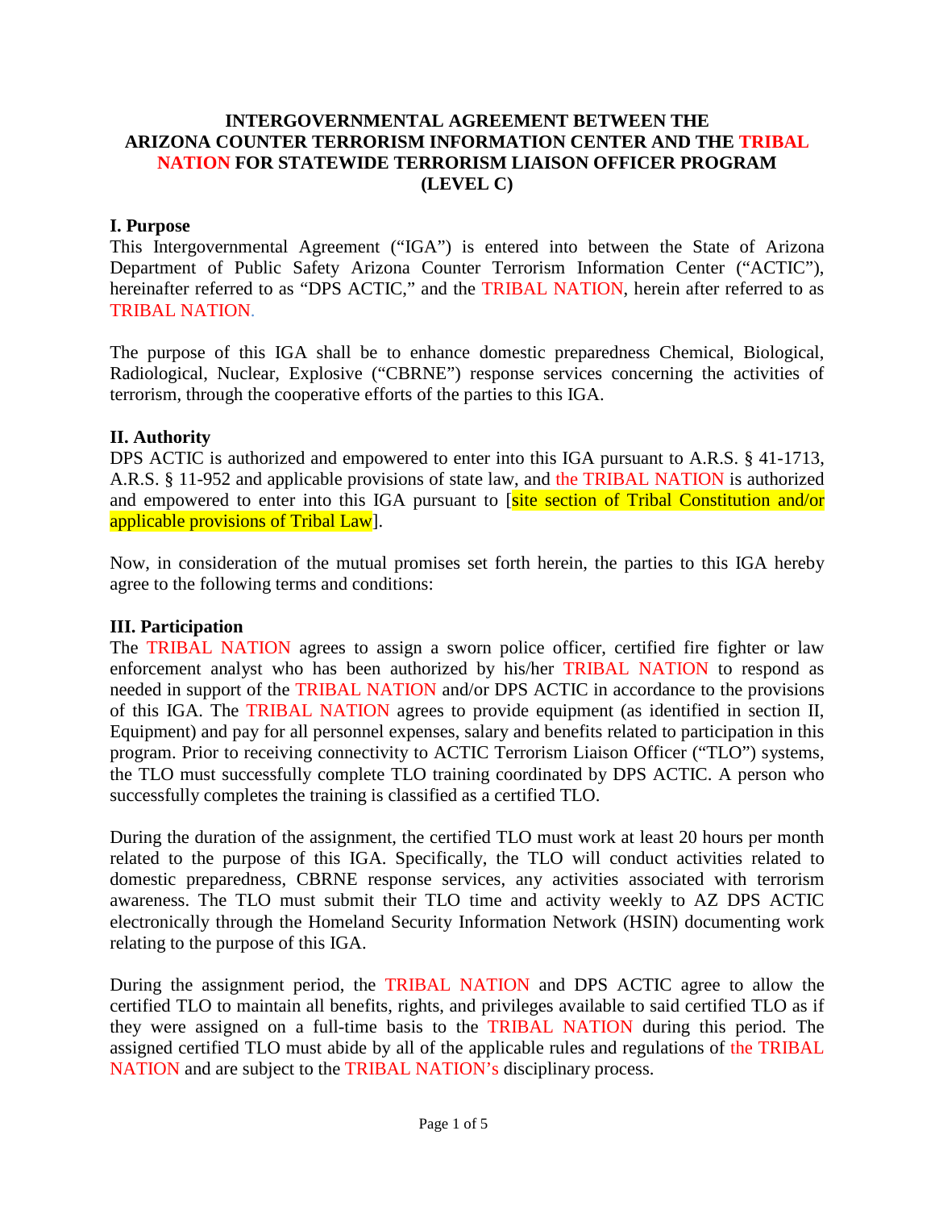# INTERGOVERNMENTAL AGREEMENT BETWEEN THE ARIZONA COUNTER TERRORISM INFORMATION CENTER AND THE TRIBAL NATION FOR STATEWIDE TERRORISM LIAISON OFFICER PROGRAM (LEVEL C)

## I. Purpose

This Intergovernmental Agreement ("IGA") is entered into between the State of Arizona Department of Public Safety Arizona Counter Terrorism Information Center ("ACTIC"), hereinafter referred to as "DPS ACTIC," and the TRIBAL NATION, herein after referred to as TRIBAL NATION.

The purpose of this IGA shall be to enhance domestic preparedness Chemical, Biological, Radiological, Nuclear, Explosive ("CBRNE") response services concerning the activities of terrorism, through the cooperative efforts of the parties to this IGA.

## II. Authority

DPS ACTIC is authorized and empowered to enter into this IGA pursuant to A.R.S. § 41-1713, A.R.S. § 11-952 and applicable provisions of state law, and the TRIBAL NATION is authorized and empowered to enter into this IGA pursuant to [site section of Tribal Constitution and/or applicable provisions of Tribal Law].

Now, in consideration of the mutual promises set forth herein, the parties to this IGA hereby agree to the following terms and conditions:

## III. Participation

The TRIBAL NATION agrees to assign a sworn police officer, certified fire fighter or law enforcement analyst who has been authorized by his/her TRIBAL NATION to respond as needed in support of the TRIBAL NATION and/or DPS ACTIC in accordance to the provisions of this IGA. The TRIBAL NATION agrees to provide equipment (as identified in section II, Equipment) and pay for all personnel expenses, salary and benefits related to participation in this program. Prior to receiving connectivity to ACTIC Terrorism Liaison Officer ("TLO") systems, the TLO must successfully complete TLO training coordinated by DPS ACTIC. A person who successfully completes the training is classified as a certified TLO.

During the duration of the assignment, the certified TLO must work at least 20 hours per month related to the purpose of this IGA. Specifically, the TLO will conduct activities related to domestic preparedness, CBRNE response services, any activities associated with terrorism awareness. The TLO must submit their TLO time and activity weekly to AZ DPS ACTIC electronically through the Homeland Security Information Network (HSIN) documenting work relating to the purpose of this IGA.

During the assignment period, the TRIBAL NATION and DPS ACTIC agree to allow the certified TLO to maintain all benefits, rights, and privileges available to said certified TLO as if they were assigned on a full-time basis to the TRIBAL NATION during this period. The assigned certified TLO must abide by all of the applicable rules and regulations of the TRIBAL NATION and are subject to the TRIBAL NATION's disciplinary process.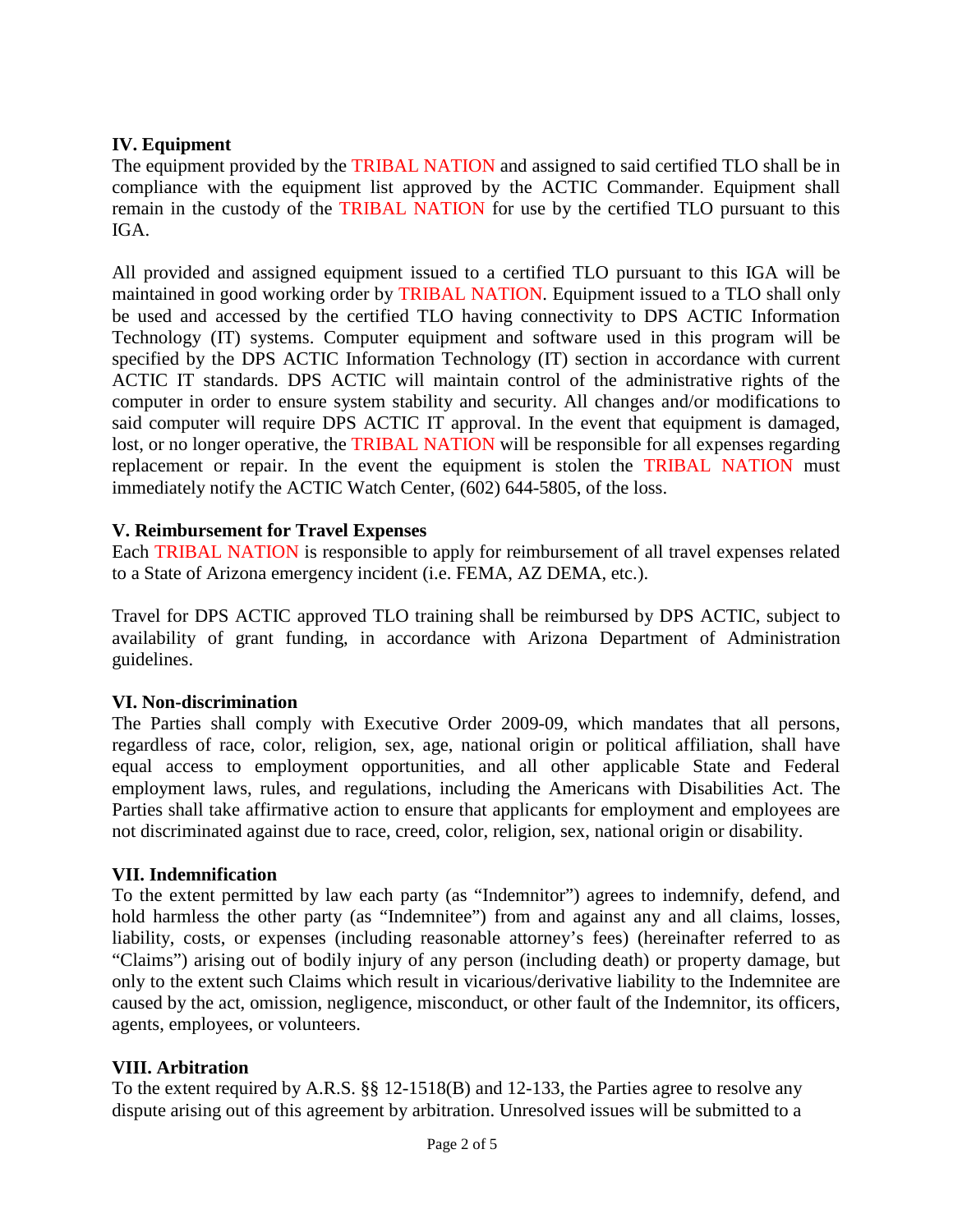**IV. Equipment**

The equipment provided by the TRIBAL NATION and assigned to said certified TLO shall be in compliance with the equipment list approved by the ACTIC Commander. Equipment shall remain in the custody of the TRIBAL NATION for use by the certified TLO pursuant to this IGA.

All provided and assigned equipment issued to a certified TLO pursuant to this IGA will be maintained in good working order by TRIBAL NATION. Equipment issued to a TLO shall only be used and accessed by the certified TLO having connectivity to DPS ACTIC Information Technology (IT) systems. Computer equipment and software used in this program will be specified by the DPS ACTIC Information Technology (IT) section in accordance with current ACTIC IT standards. DPS ACTIC will maintain control of the administrative rights of the computer in order to ensure system stability and security. All changes and/or modifications to said computer will require DPS ACTIC IT approval. In the event that equipment is damaged, lost, or no longer operative, the TRIBAL NATION will be responsible for all expenses regarding replacement or repair. In the event the equipment is stolen the TRIBAL NATION must immediately notify the ACTIC Watch Center, (602) 644-5805, of the loss.

**V. Reimbursement for Travel Expenses**

Each TRIBAL NATION is responsible to apply for reimbursement of all travel expenses related to a State of Arizona emergency incident (i.e. FEMA, AZ DEMA, etc.).

Travel for DPS ACTIC approved TLO training shall be reimbursed by DPS ACTIC, subject to availability of grant funding, in accordance with Arizona Department of Administration guidelines.

**VI. Non-discrimination**

The Parties shall comply with Executive Order 2009-09, which mandates that all persons, regardless of race, color, religion, sex, age, national origin or political affiliation, shall have equal access to employment opportunities, and all other applicable State and Federal employment laws, rules, and regulations, including the Americans with Disabilities Act. The Parties shall take affirmative action to ensure that applicants for employment and employees are not discriminated against due to race, creed, color, religion, sex, national origin or disability.

**VII. Indemnification**

To the extent permitted by law each party (as "Indemnitor") agrees to indemnify, defend, and hold harmless the other party (as "Indemnitee") from and against any and all claims, losses, liability, costs, or expenses (including reasonable attorney's fees) (hereinafter referred to as "Claims") arising out of bodily injury of any person (including death) or property damage, but only to the extent such Claims which result in vicarious/derivative liability to the Indemnitee are caused by the act, omission, negligence, misconduct, or other fault of the Indemnitor, its officers, agents, employees, or volunteers.

**VIII. Arbitration**

To the extent required by A.R.S. §§ 12-1518(B) and 12-133, the Parties agree to resolve any dispute arising out of this agreement by arbitration. Unresolved issues will be submitted to a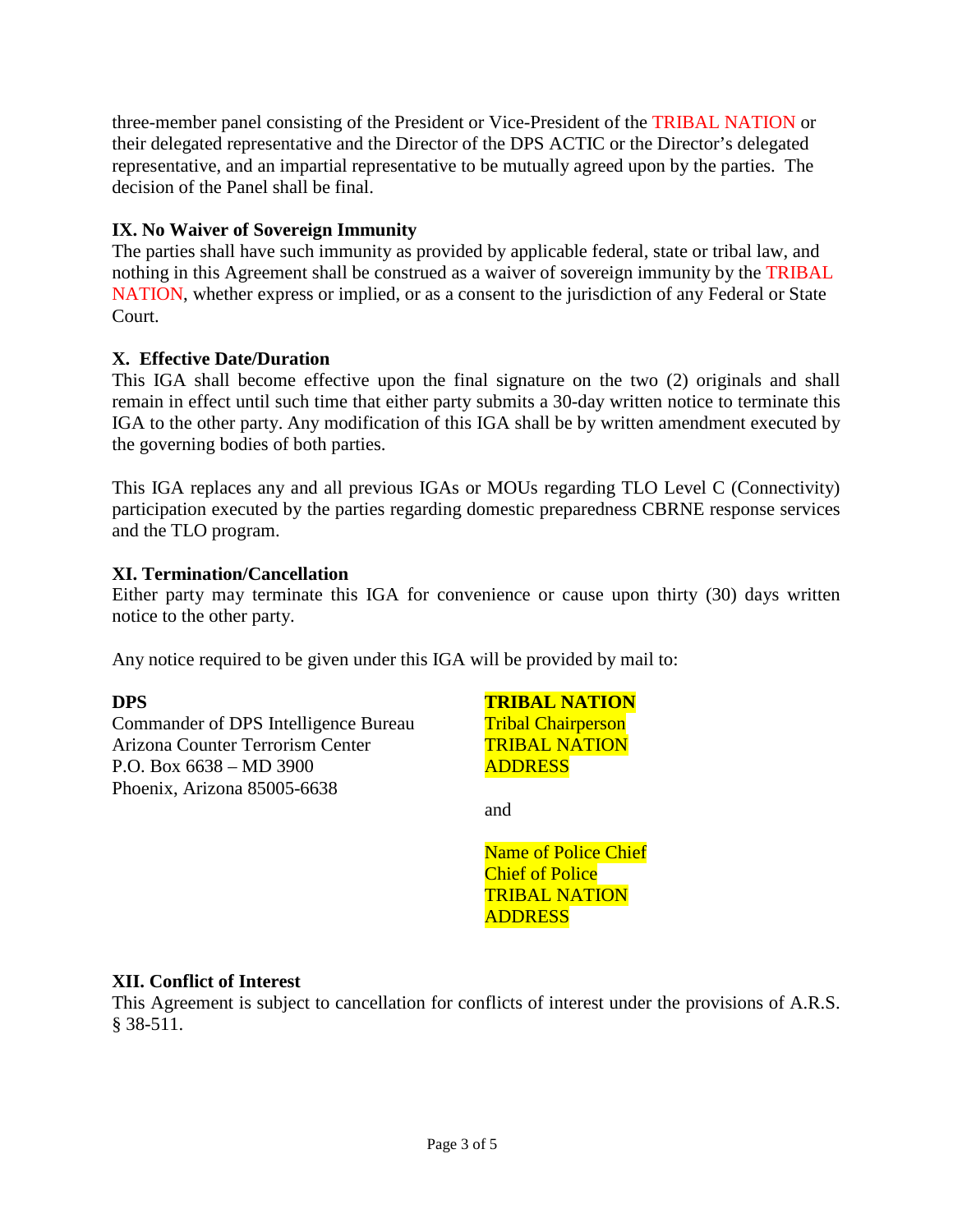three-member panel consisting of the President or Vice-President of the TRIBAL NATION or their delegated representative and the Director of the DPS ACTIC or the Director's delegated representative, and an impartial representative to be mutually agreed upon by the parties. The decision of the Panel shall be final.

**IX. No Waiver of Sovereign Immunity**

The parties shall have such immunity as provided by applicable federal, state or tribal law, and nothing in this Agreement shall be construed as a waiver of sovereign immunity by the TRIBAL NATION, whether express or implied, or as a consent to the jurisdiction of any Federal or State Court.

**X. Effective Date/Duration**

This IGA shall become effective upon the final signature on the two (2) originals and shall remain in effect until such time that either party submits a 30-day written notice to terminate this IGA to the other party. Any modification of this IGA shall be by written amendment executed by the governing bodies of both parties.

This IGA replaces any and all previous IGAs or MOUs regarding TLO Level C (Connectivity) participation executed by the parties regarding domestic preparedness CBRNE response services and the TLO program.

**XI. Termination/Cancellation**

Either party may terminate this IGA for convenience or cause upon thirty (30) days written notice to the other party.

Any notice required to be given under this IGA will be provided by mail to:

**DPS**
Commander of DPS Intelligence Bureau
Arizona Counter Terrorism Center
P.O. Box 6638 – MD 3900
Phoenix, Arizona 85005-6638

**TRIBAL NATION**
Tribal Chairperson
TRIBAL NATION
ADDRESS

and

Name of Police Chief
Chief of Police
TRIBAL NATION
ADDRESS

**XII. Conflict of Interest**

This Agreement is subject to cancellation for conflicts of interest under the provisions of A.R.S. § 38-511.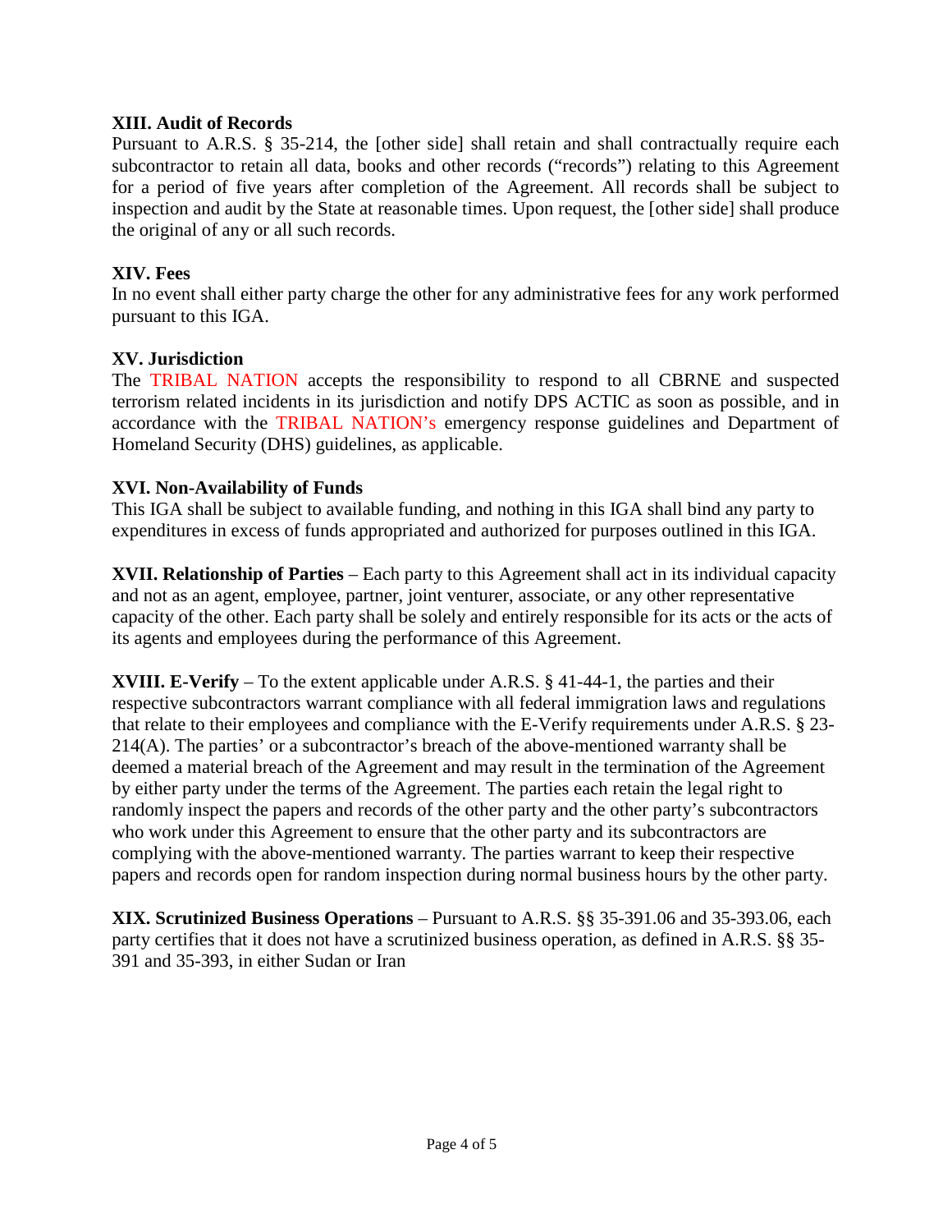**XIII. Audit of Records**

Pursuant to A.R.S. § 35-214, the [other side] shall retain and shall contractually require each subcontractor to retain all data, books and other records ("records") relating to this Agreement for a period of five years after completion of the Agreement. All records shall be subject to inspection and audit by the State at reasonable times. Upon request, the [other side] shall produce the original of any or all such records.

**XIV. Fees**

In no event shall either party charge the other for any administrative fees for any work performed pursuant to this IGA.

**XV. Jurisdiction**

The TRIBAL NATION accepts the responsibility to respond to all CBRNE and suspected terrorism related incidents in its jurisdiction and notify DPS ACTIC as soon as possible, and in accordance with the TRIBAL NATION's emergency response guidelines and Department of Homeland Security (DHS) guidelines, as applicable.

**XVI. Non-Availability of Funds**

This IGA shall be subject to available funding, and nothing in this IGA shall bind any party to expenditures in excess of funds appropriated and authorized for purposes outlined in this IGA.

**XVII. Relationship of Parties** – Each party to this Agreement shall act in its individual capacity and not as an agent, employee, partner, joint venturer, associate, or any other representative capacity of the other. Each party shall be solely and entirely responsible for its acts or the acts of its agents and employees during the performance of this Agreement.

**XVIII. E-Verify** – To the extent applicable under A.R.S. § 41-44-1, the parties and their respective subcontractors warrant compliance with all federal immigration laws and regulations that relate to their employees and compliance with the E-Verify requirements under A.R.S. § 23-214(A). The parties' or a subcontractor's breach of the above-mentioned warranty shall be deemed a material breach of the Agreement and may result in the termination of the Agreement by either party under the terms of the Agreement. The parties each retain the legal right to randomly inspect the papers and records of the other party and the other party's subcontractors who work under this Agreement to ensure that the other party and its subcontractors are complying with the above-mentioned warranty. The parties warrant to keep their respective papers and records open for random inspection during normal business hours by the other party.

**XIX. Scrutinized Business Operations** – Pursuant to A.R.S. §§ 35-391.06 and 35-393.06, each party certifies that it does not have a scrutinized business operation, as defined in A.R.S. §§ 35-391 and 35-393, in either Sudan or Iran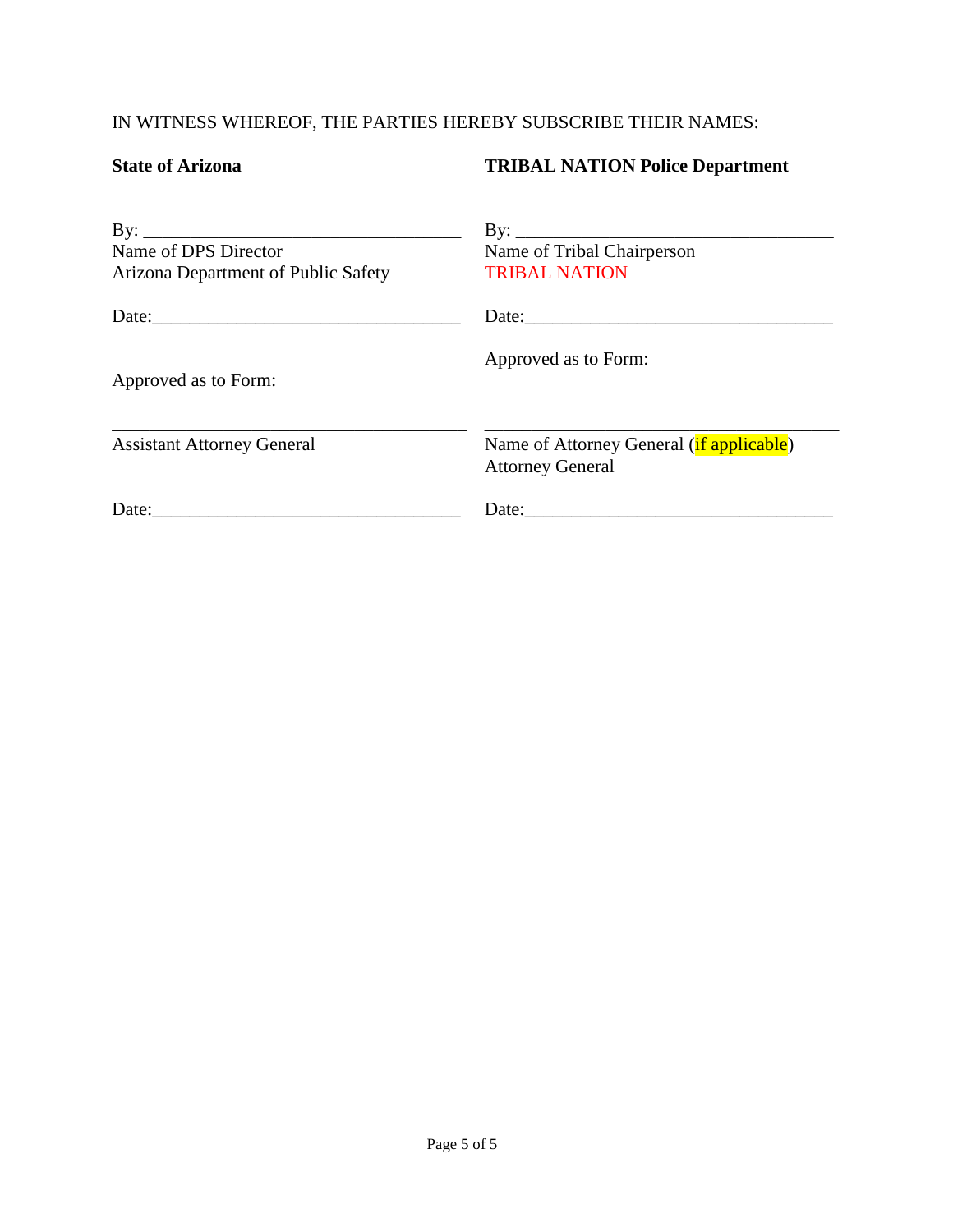IN WITNESS WHEREOF, THE PARTIES HEREBY SUBSCRIBE THEIR NAMES:

**State of Arizona**

By: ___________________________________
Name of DPS Director
Arizona Department of Public Safety

Date:_________________________________

Approved as to Form:

_______________________________________
Assistant Attorney General

Date:_________________________________

**TRIBAL NATION Police Department**

By: ___________________________________
Name of Tribal Chairperson
TRIBAL NATION

Date:_________________________________

Approved as to Form:

_______________________________________
Name of Attorney General (if applicable)
Attorney General

Date:_________________________________